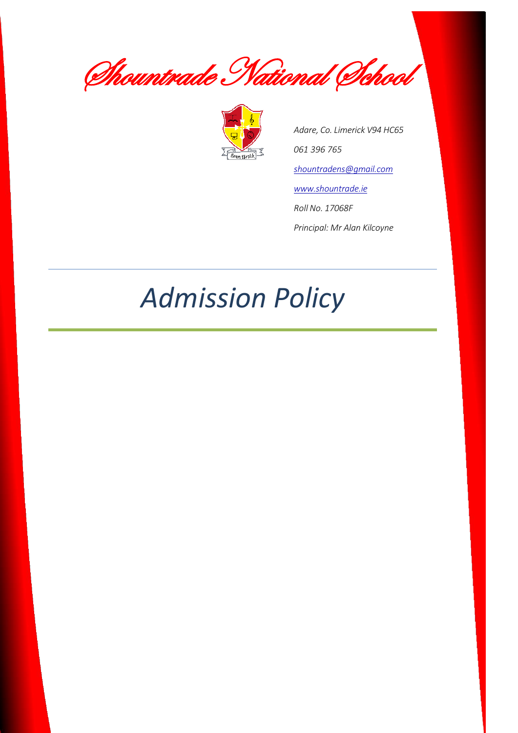# Shountrade National School

*Adare, Co. Limerick V94 HC65*

*061 396 765*

*shountradens@gmail.com*

*www.shountrade.ie*

*Roll No. 17068F*

*Principal: Mr Alan Kilcoyne*

# *Admission Policy*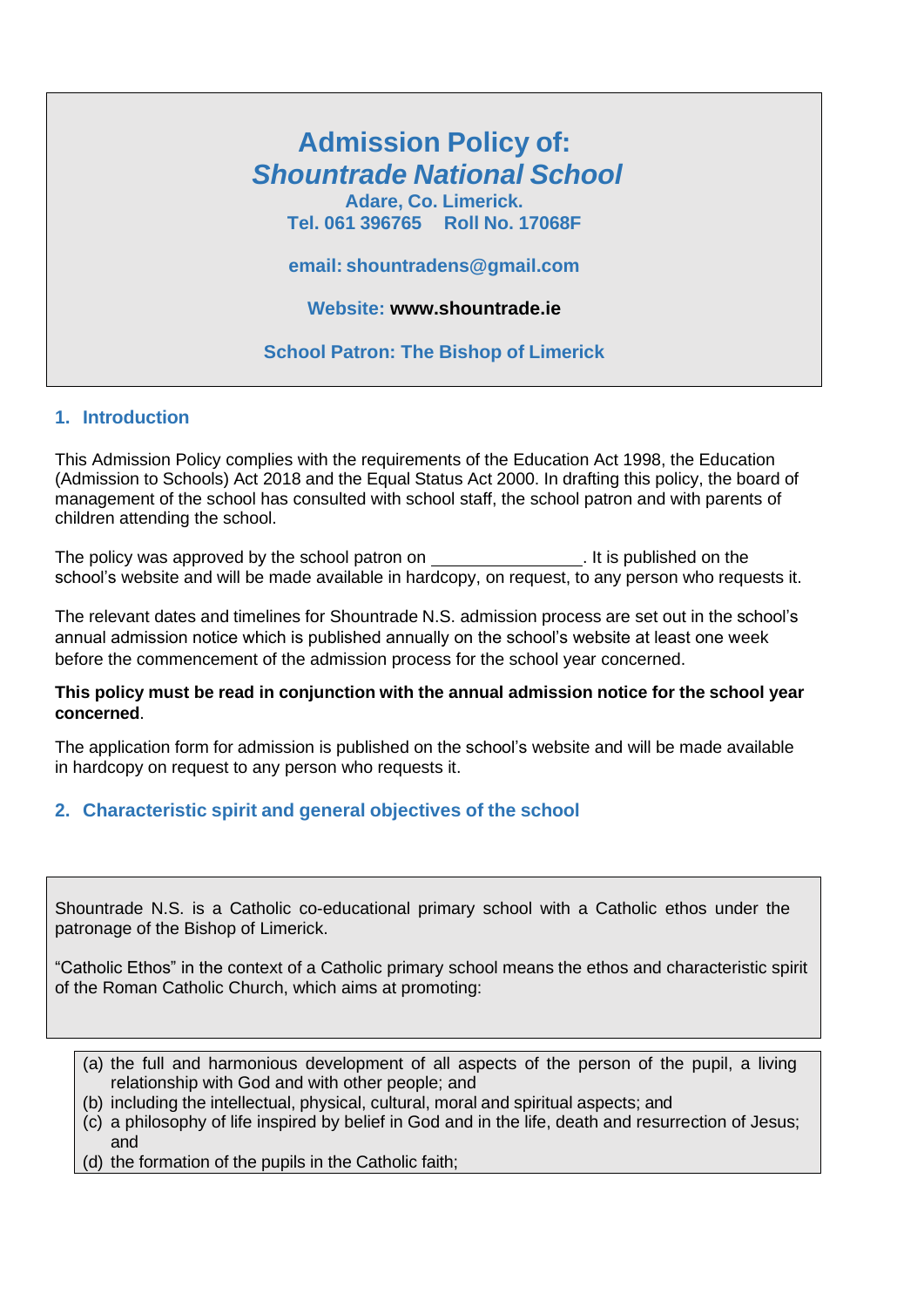# Admission Policy of:
## *Shountrade National School*

**Adare, Co. Limerick.**
**Tel. 061 396765 Roll No. 17068F**

**email: shountradens@gmail.com**

**Website: www.shountrade.ie**

**School Patron: The Bishop of Limerick**

## 1. Introduction

This Admission Policy complies with the requirements of the Education Act 1998, the Education (Admission to Schools) Act 2018 and the Equal Status Act 2000. In drafting this policy, the board of management of the school has consulted with school staff, the school patron and with parents of children attending the school.

The policy was approved by the school patron on ________________. It is published on the school's website and will be made available in hardcopy, on request, to any person who requests it.

The relevant dates and timelines for Shountrade N.S. admission process are set out in the school's annual admission notice which is published annually on the school's website at least one week before the commencement of the admission process for the school year concerned.

**This policy must be read in conjunction with the annual admission notice for the school year concerned**.

The application form for admission is published on the school's website and will be made available in hardcopy on request to any person who requests it.

## 2. Characteristic spirit and general objectives of the school

Shountrade N.S. is a Catholic co-educational primary school with a Catholic ethos under the patronage of the Bishop of Limerick.

"Catholic Ethos" in the context of a Catholic primary school means the ethos and characteristic spirit of the Roman Catholic Church, which aims at promoting:

(a) the full and harmonious development of all aspects of the person of the pupil, a living relationship with God and with other people; and
(b) including the intellectual, physical, cultural, moral and spiritual aspects; and
(c) a philosophy of life inspired by belief in God and in the life, death and resurrection of Jesus; and
(d) the formation of the pupils in the Catholic faith;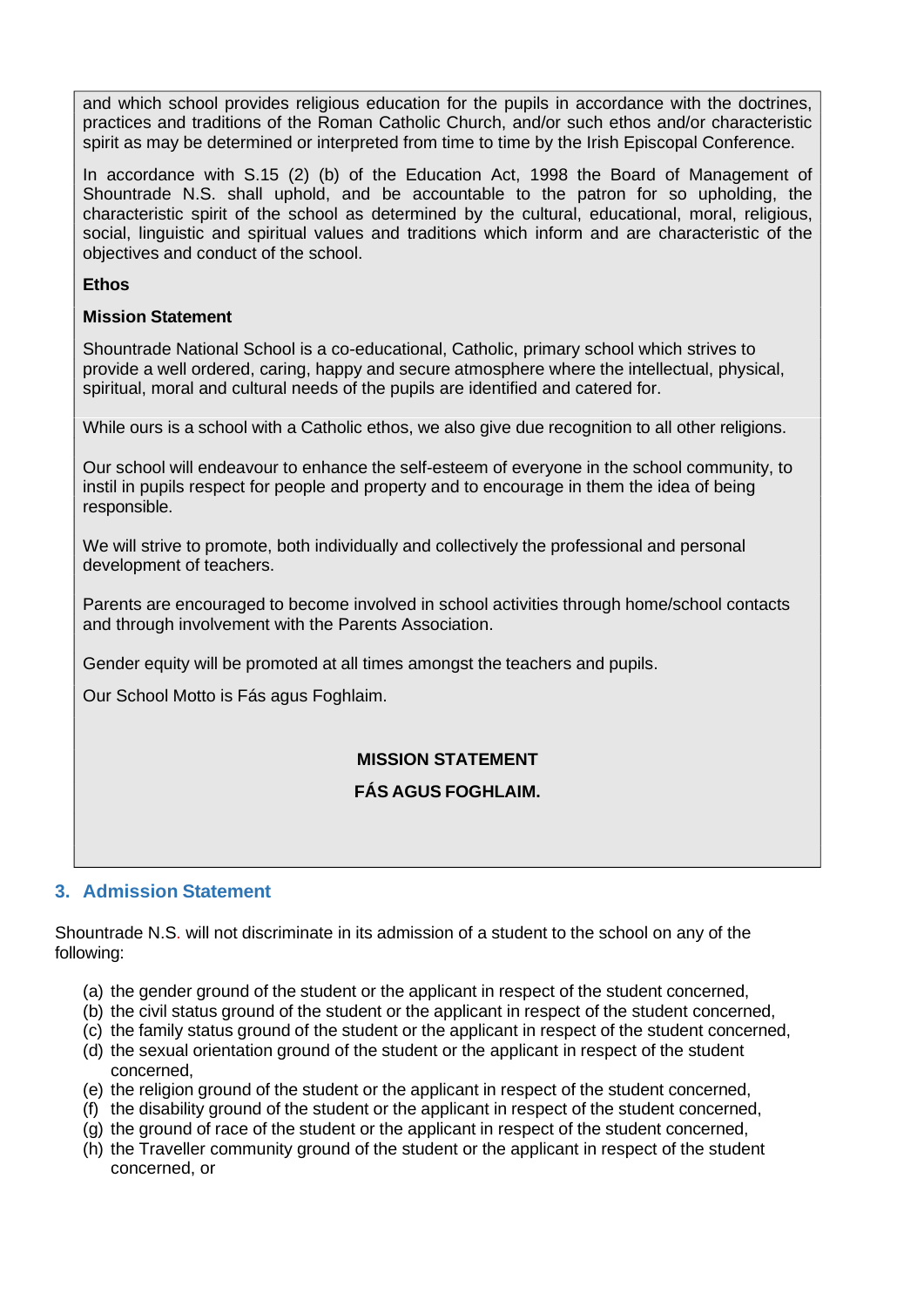and which school provides religious education for the pupils in accordance with the doctrines, practices and traditions of the Roman Catholic Church, and/or such ethos and/or characteristic spirit as may be determined or interpreted from time to time by the Irish Episcopal Conference.

In accordance with S.15 (2) (b) of the Education Act, 1998 the Board of Management of Shountrade N.S. shall uphold, and be accountable to the patron for so upholding, the characteristic spirit of the school as determined by the cultural, educational, moral, religious, social, linguistic and spiritual values and traditions which inform and are characteristic of the objectives and conduct of the school.

**Ethos**

**Mission Statement**

Shountrade National School is a co-educational, Catholic, primary school which strives to provide a well ordered, caring, happy and secure atmosphere where the intellectual, physical, spiritual, moral and cultural needs of the pupils are identified and catered for.

While ours is a school with a Catholic ethos, we also give due recognition to all other religions.

Our school will endeavour to enhance the self-esteem of everyone in the school community, to instil in pupils respect for people and property and to encourage in them the idea of being responsible.

We will strive to promote, both individually and collectively the professional and personal development of teachers.

Parents are encouraged to become involved in school activities through home/school contacts and through involvement with the Parents Association.

Gender equity will be promoted at all times amongst the teachers and pupils.

Our School Motto is Fás agus Foghlaim.

**MISSION STATEMENT**

**FÁS AGUS FOGHLAIM.**

## 3. Admission Statement

Shountrade N.S. will not discriminate in its admission of a student to the school on any of the following:

(a) the gender ground of the student or the applicant in respect of the student concerned,
(b) the civil status ground of the student or the applicant in respect of the student concerned,
(c) the family status ground of the student or the applicant in respect of the student concerned,
(d) the sexual orientation ground of the student or the applicant in respect of the student concerned,
(e) the religion ground of the student or the applicant in respect of the student concerned,
(f) the disability ground of the student or the applicant in respect of the student concerned,
(g) the ground of race of the student or the applicant in respect of the student concerned,
(h) the Traveller community ground of the student or the applicant in respect of the student concerned, or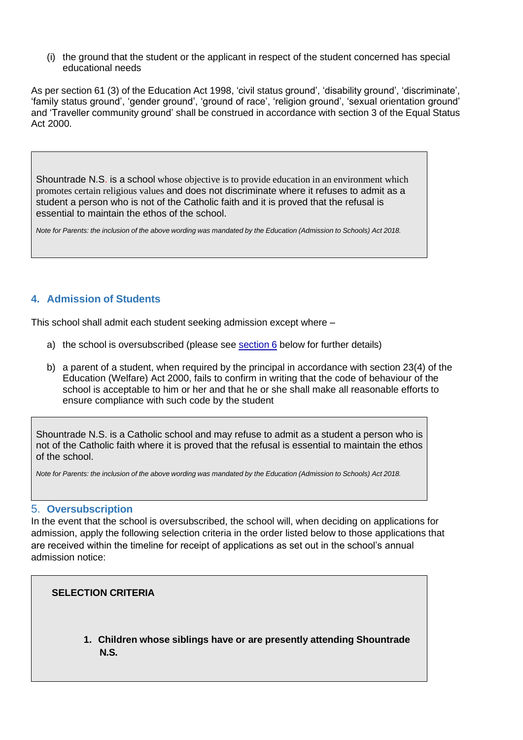(i) the ground that the student or the applicant in respect of the student concerned has special educational needs

As per section 61 (3) of the Education Act 1998, 'civil status ground', 'disability ground', 'discriminate', 'family status ground', 'gender ground', 'ground of race', 'religion ground', 'sexual orientation ground' and 'Traveller community ground' shall be construed in accordance with section 3 of the Equal Status Act 2000.

> Shountrade N.S. is a school whose objective is to provide education in an environment which promotes certain religious values and does not discriminate where it refuses to admit as a student a person who is not of the Catholic faith and it is proved that the refusal is essential to maintain the ethos of the school.
>
> *Note for Parents: the inclusion of the above wording was mandated by the Education (Admission to Schools) Act 2018.*

## 4. Admission of Students

This school shall admit each student seeking admission except where –

a) the school is oversubscribed (please see section 6 below for further details)

b) a parent of a student, when required by the principal in accordance with section 23(4) of the Education (Welfare) Act 2000, fails to confirm in writing that the code of behaviour of the school is acceptable to him or her and that he or she shall make all reasonable efforts to ensure compliance with such code by the student

> Shountrade N.S. is a Catholic school and may refuse to admit as a student a person who is not of the Catholic faith where it is proved that the refusal is essential to maintain the ethos of the school.
>
> *Note for Parents: the inclusion of the above wording was mandated by the Education (Admission to Schools) Act 2018.*

## 5. Oversubscription

In the event that the school is oversubscribed, the school will, when deciding on applications for admission, apply the following selection criteria in the order listed below to those applications that are received within the timeline for receipt of applications as set out in the school's annual admission notice:

> **SELECTION CRITERIA**
>
> 1. **Children whose siblings have or are presently attending Shountrade N.S.**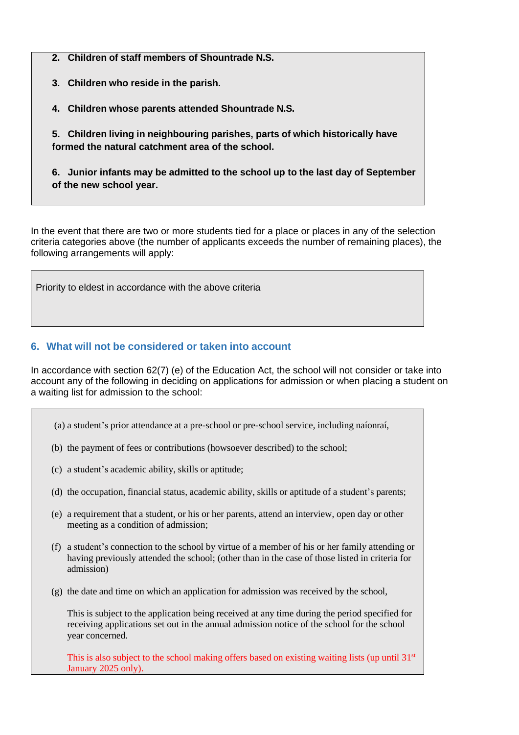**2. Children of staff members of Shountrade N.S.**

**3. Children who reside in the parish.**

**4. Children whose parents attended Shountrade N.S.**

**5. Children living in neighbouring parishes, parts of which historically have formed the natural catchment area of the school.**

**6. Junior infants may be admitted to the school up to the last day of September of the new school year.**

In the event that there are two or more students tied for a place or places in any of the selection criteria categories above (the number of applicants exceeds the number of remaining places), the following arrangements will apply:

Priority to eldest in accordance with the above criteria

## 6. What will not be considered or taken into account

In accordance with section 62(7) (e) of the Education Act, the school will not consider or take into account any of the following in deciding on applications for admission or when placing a student on a waiting list for admission to the school:

(a) a student's prior attendance at a pre-school or pre-school service, including naíonraí,

(b) the payment of fees or contributions (howsoever described) to the school;

(c) a student's academic ability, skills or aptitude;

(d) the occupation, financial status, academic ability, skills or aptitude of a student's parents;

(e) a requirement that a student, or his or her parents, attend an interview, open day or other meeting as a condition of admission;

(f) a student's connection to the school by virtue of a member of his or her family attending or having previously attended the school; (other than in the case of those listed in criteria for admission)

(g) the date and time on which an application for admission was received by the school,

This is subject to the application being received at any time during the period specified for receiving applications set out in the annual admission notice of the school for the school year concerned.

This is also subject to the school making offers based on existing waiting lists (up until 31st January 2025 only).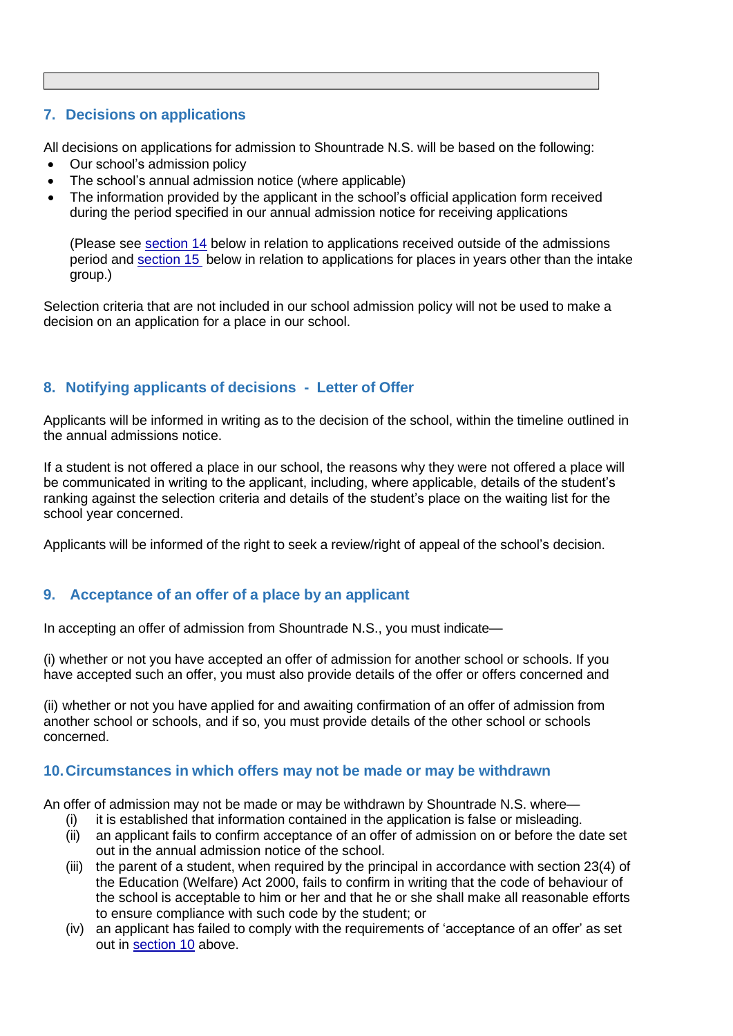## 7. Decisions on applications

All decisions on applications for admission to Shountrade N.S. will be based on the following:

- Our school's admission policy
- The school's annual admission notice (where applicable)
- The information provided by the applicant in the school's official application form received during the period specified in our annual admission notice for receiving applications

(Please see section 14 below in relation to applications received outside of the admissions period and section 15 below in relation to applications for places in years other than the intake group.)

Selection criteria that are not included in our school admission policy will not be used to make a decision on an application for a place in our school.

## 8. Notifying applicants of decisions - Letter of Offer

Applicants will be informed in writing as to the decision of the school, within the timeline outlined in the annual admissions notice.

If a student is not offered a place in our school, the reasons why they were not offered a place will be communicated in writing to the applicant, including, where applicable, details of the student's ranking against the selection criteria and details of the student's place on the waiting list for the school year concerned.

Applicants will be informed of the right to seek a review/right of appeal of the school's decision.

## 9. Acceptance of an offer of a place by an applicant

In accepting an offer of admission from Shountrade N.S., you must indicate—

(i) whether or not you have accepted an offer of admission for another school or schools. If you have accepted such an offer, you must also provide details of the offer or offers concerned and

(ii) whether or not you have applied for and awaiting confirmation of an offer of admission from another school or schools, and if so, you must provide details of the other school or schools concerned.

## 10. Circumstances in which offers may not be made or may be withdrawn

An offer of admission may not be made or may be withdrawn by Shountrade N.S. where—

(i) it is established that information contained in the application is false or misleading.

(ii) an applicant fails to confirm acceptance of an offer of admission on or before the date set out in the annual admission notice of the school.

(iii) the parent of a student, when required by the principal in accordance with section 23(4) of the Education (Welfare) Act 2000, fails to confirm in writing that the code of behaviour of the school is acceptable to him or her and that he or she shall make all reasonable efforts to ensure compliance with such code by the student; or

(iv) an applicant has failed to comply with the requirements of 'acceptance of an offer' as set out in section 10 above.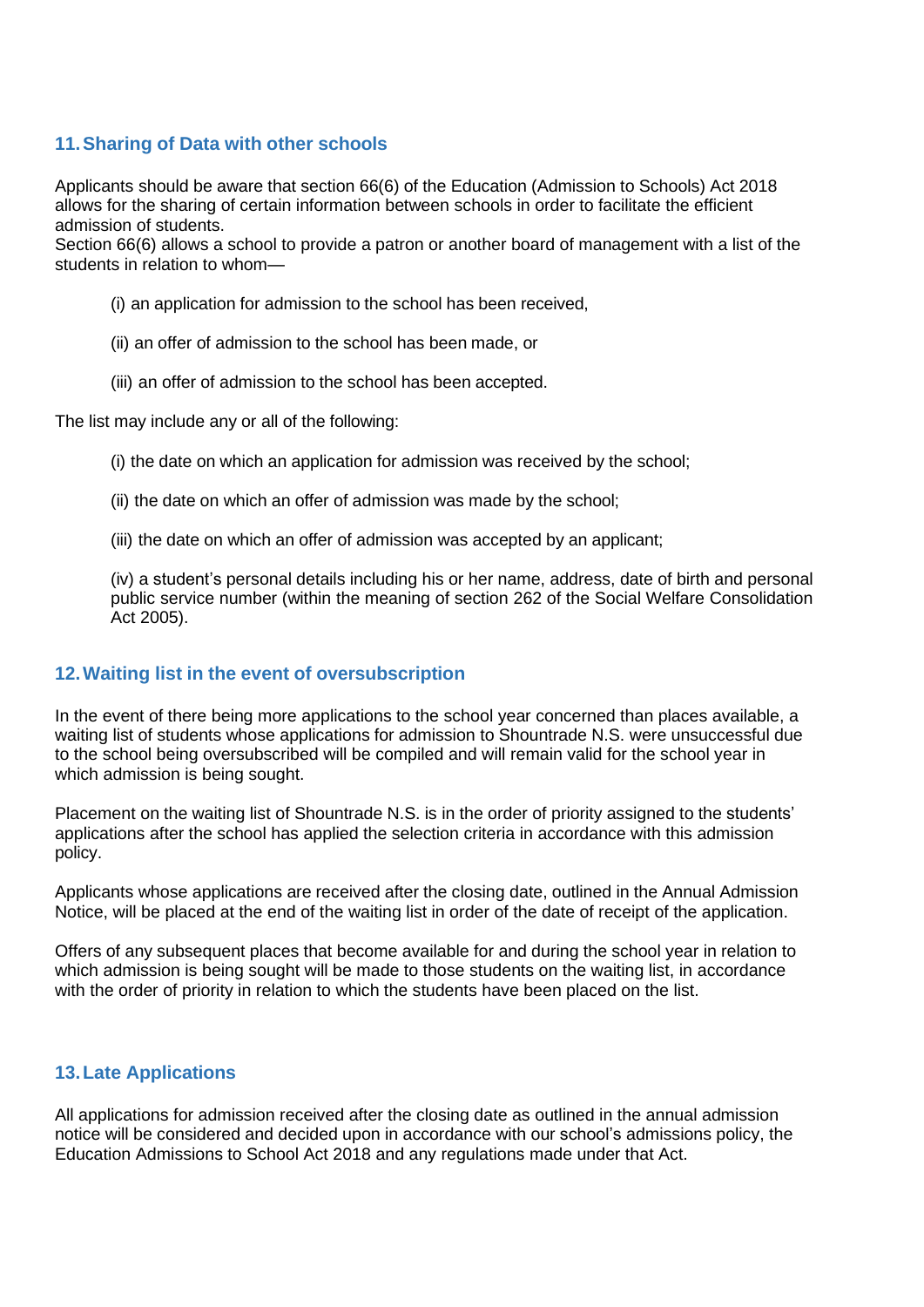## 11. Sharing of Data with other schools

Applicants should be aware that section 66(6) of the Education (Admission to Schools) Act 2018 allows for the sharing of certain information between schools in order to facilitate the efficient admission of students.
Section 66(6) allows a school to provide a patron or another board of management with a list of the students in relation to whom—

(i) an application for admission to the school has been received,

(ii) an offer of admission to the school has been made, or

(iii) an offer of admission to the school has been accepted.

The list may include any or all of the following:

(i) the date on which an application for admission was received by the school;

(ii) the date on which an offer of admission was made by the school;

(iii) the date on which an offer of admission was accepted by an applicant;

(iv) a student's personal details including his or her name, address, date of birth and personal public service number (within the meaning of section 262 of the Social Welfare Consolidation Act 2005).

## 12. Waiting list in the event of oversubscription

In the event of there being more applications to the school year concerned than places available, a waiting list of students whose applications for admission to Shountrade N.S. were unsuccessful due to the school being oversubscribed will be compiled and will remain valid for the school year in which admission is being sought.

Placement on the waiting list of Shountrade N.S. is in the order of priority assigned to the students' applications after the school has applied the selection criteria in accordance with this admission policy.

Applicants whose applications are received after the closing date, outlined in the Annual Admission Notice, will be placed at the end of the waiting list in order of the date of receipt of the application.

Offers of any subsequent places that become available for and during the school year in relation to which admission is being sought will be made to those students on the waiting list, in accordance with the order of priority in relation to which the students have been placed on the list.

## 13. Late Applications

All applications for admission received after the closing date as outlined in the annual admission notice will be considered and decided upon in accordance with our school's admissions policy, the Education Admissions to School Act 2018 and any regulations made under that Act.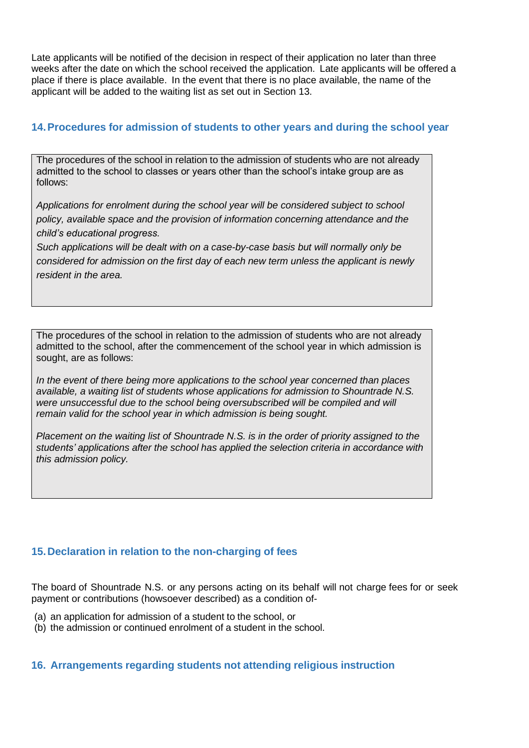Late applicants will be notified of the decision in respect of their application no later than three weeks after the date on which the school received the application. Late applicants will be offered a place if there is place available. In the event that there is no place available, the name of the applicant will be added to the waiting list as set out in Section 13.

## 14. Procedures for admission of students to other years and during the school year

The procedures of the school in relation to the admission of students who are not already admitted to the school to classes or years other than the school's intake group are as follows:

*Applications for enrolment during the school year will be considered subject to school policy, available space and the provision of information concerning attendance and the child's educational progress.*
*Such applications will be dealt with on a case-by-case basis but will normally only be considered for admission on the first day of each new term unless the applicant is newly resident in the area.*

The procedures of the school in relation to the admission of students who are not already admitted to the school, after the commencement of the school year in which admission is sought, are as follows:

*In the event of there being more applications to the school year concerned than places available, a waiting list of students whose applications for admission to Shountrade N.S. were unsuccessful due to the school being oversubscribed will be compiled and will remain valid for the school year in which admission is being sought.*

*Placement on the waiting list of Shountrade N.S. is in the order of priority assigned to the students' applications after the school has applied the selection criteria in accordance with this admission policy.*

## 15. Declaration in relation to the non-charging of fees

The board of Shountrade N.S. or any persons acting on its behalf will not charge fees for or seek payment or contributions (howsoever described) as a condition of-

(a) an application for admission of a student to the school, or
(b) the admission or continued enrolment of a student in the school.

## 16. Arrangements regarding students not attending religious instruction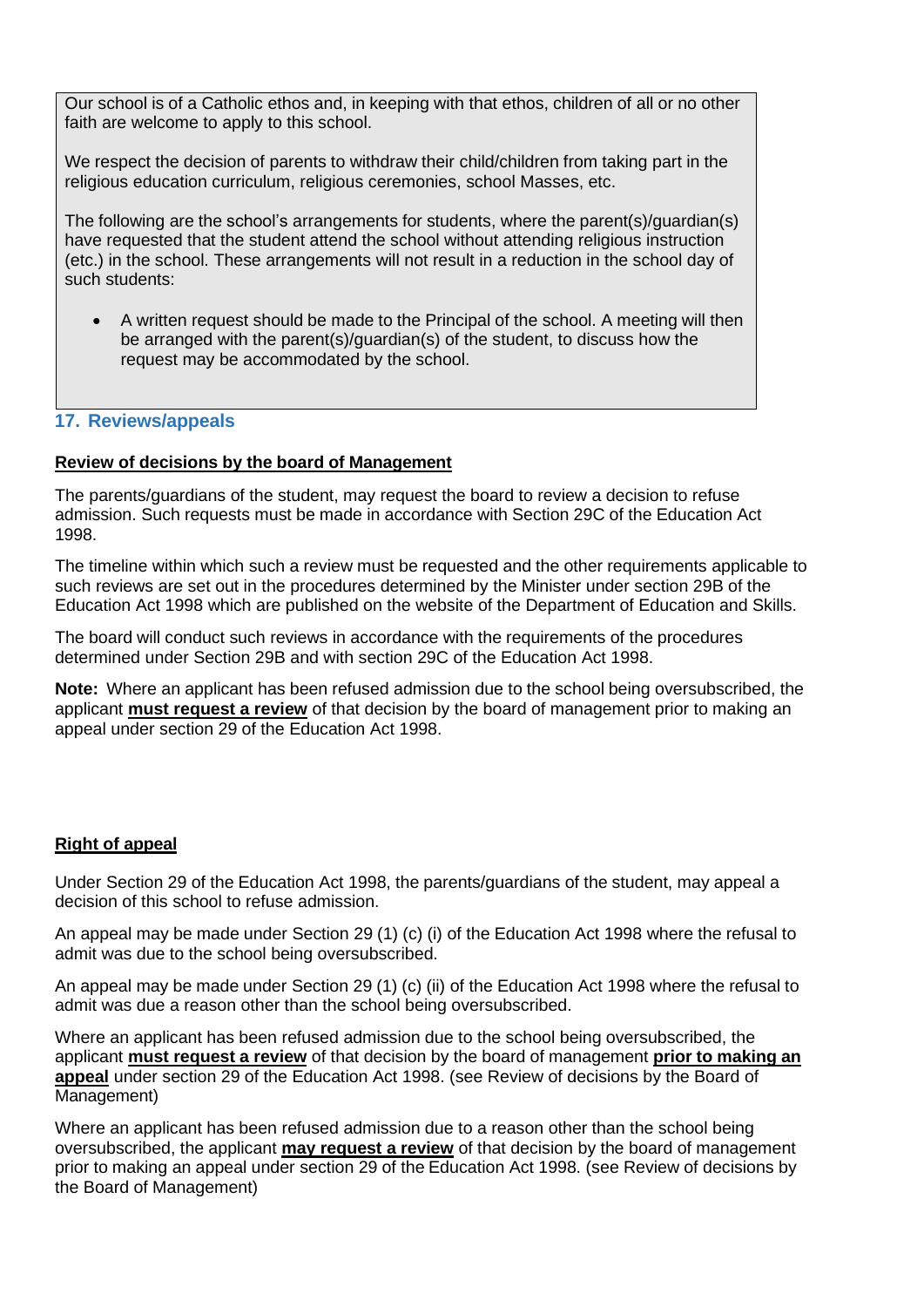Our school is of a Catholic ethos and, in keeping with that ethos, children of all or no other faith are welcome to apply to this school.

We respect the decision of parents to withdraw their child/children from taking part in the religious education curriculum, religious ceremonies, school Masses, etc.

The following are the school's arrangements for students, where the parent(s)/guardian(s) have requested that the student attend the school without attending religious instruction (etc.) in the school. These arrangements will not result in a reduction in the school day of such students:

- A written request should be made to the Principal of the school. A meeting will then be arranged with the parent(s)/guardian(s) of the student, to discuss how the request may be accommodated by the school.

## 17. Reviews/appeals

**Review of decisions by the board of Management**

The parents/guardians of the student, may request the board to review a decision to refuse admission. Such requests must be made in accordance with Section 29C of the Education Act 1998.

The timeline within which such a review must be requested and the other requirements applicable to such reviews are set out in the procedures determined by the Minister under section 29B of the Education Act 1998 which are published on the website of the Department of Education and Skills.

The board will conduct such reviews in accordance with the requirements of the procedures determined under Section 29B and with section 29C of the Education Act 1998.

**Note:** Where an applicant has been refused admission due to the school being oversubscribed, the applicant **must request a review** of that decision by the board of management prior to making an appeal under section 29 of the Education Act 1998.

**Right of appeal**

Under Section 29 of the Education Act 1998, the parents/guardians of the student, may appeal a decision of this school to refuse admission.

An appeal may be made under Section 29 (1) (c) (i) of the Education Act 1998 where the refusal to admit was due to the school being oversubscribed.

An appeal may be made under Section 29 (1) (c) (ii) of the Education Act 1998 where the refusal to admit was due a reason other than the school being oversubscribed.

Where an applicant has been refused admission due to the school being oversubscribed, the applicant **must request a review** of that decision by the board of management **prior to making an appeal** under section 29 of the Education Act 1998. (see Review of decisions by the Board of Management)

Where an applicant has been refused admission due to a reason other than the school being oversubscribed, the applicant **may request a review** of that decision by the board of management prior to making an appeal under section 29 of the Education Act 1998. (see Review of decisions by the Board of Management)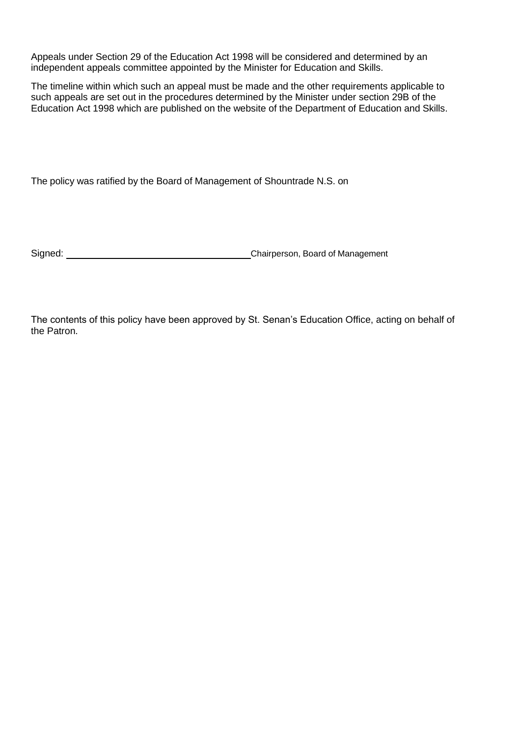Appeals under Section 29 of the Education Act 1998 will be considered and determined by an independent appeals committee appointed by the Minister for Education and Skills.

The timeline within which such an appeal must be made and the other requirements applicable to such appeals are set out in the procedures determined by the Minister under section 29B of the Education Act 1998 which are published on the website of the Department of Education and Skills.

The policy was ratified by the Board of Management of Shountrade N.S. on

Signed: \_\_\_\_\_\_\_\_\_\_\_\_\_\_\_\_\_\_\_\_\_\_\_\_\_\_\_\_\_\_\_\_\_\_\_\_ Chairperson, Board of Management

The contents of this policy have been approved by St. Senan's Education Office, acting on behalf of the Patron.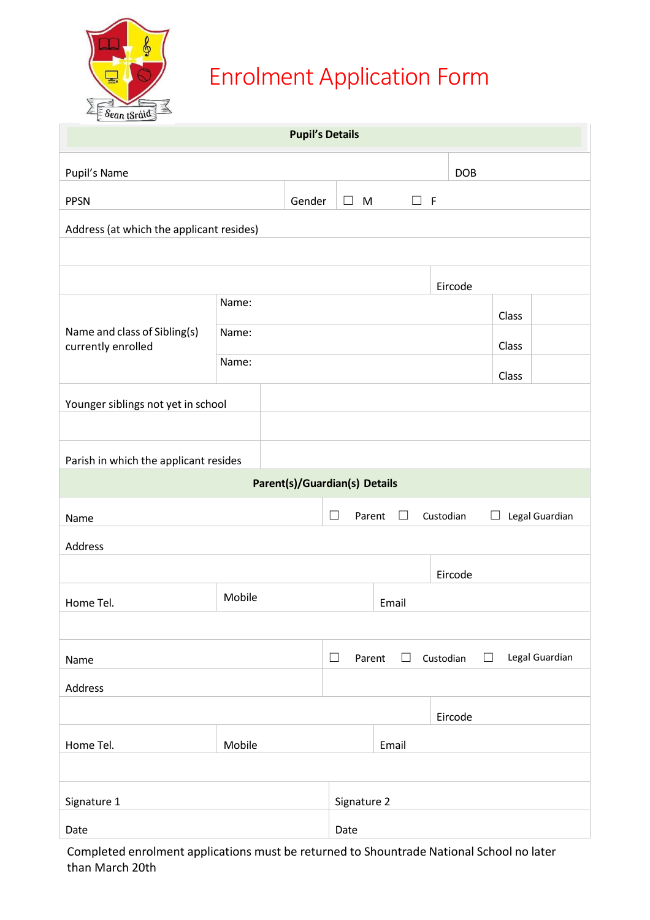# Enrolment Application Form

| Pupil's Details | | | |
|---|---|---|---|
| Pupil's Name | | DOB | |
| PPSN | | Gender | ☐ M ☐ F |
| Address (at which the applicant resides) | | | |
| | | | |
| | | Eircode | |

| Name and class of Sibling(s) currently enrolled | Name: | Class | |
|---|---|---|---|
| | Name: | Class | |
| | Name: | Class | |

| Younger siblings not yet in school | |
|---|---|
| | |
| Parish in which the applicant resides | |

| Parent(s)/Guardian(s) Details | | |
|---|---|---|
| Name | | ☐ Parent ☐ Custodian ☐ Legal Guardian |
| Address | | |
| | | Eircode |
| Home Tel. | Mobile | Email |
| | | |
| Name | | ☐ Parent ☐ Custodian ☐ Legal Guardian |
| Address | | |
| | | Eircode |
| Home Tel. | Mobile | Email |
| | | |

| Signature 1 | Signature 2 |
|---|---|
| Date | Date |

Completed enrolment applications must be returned to Shountrade National School no later than March 20th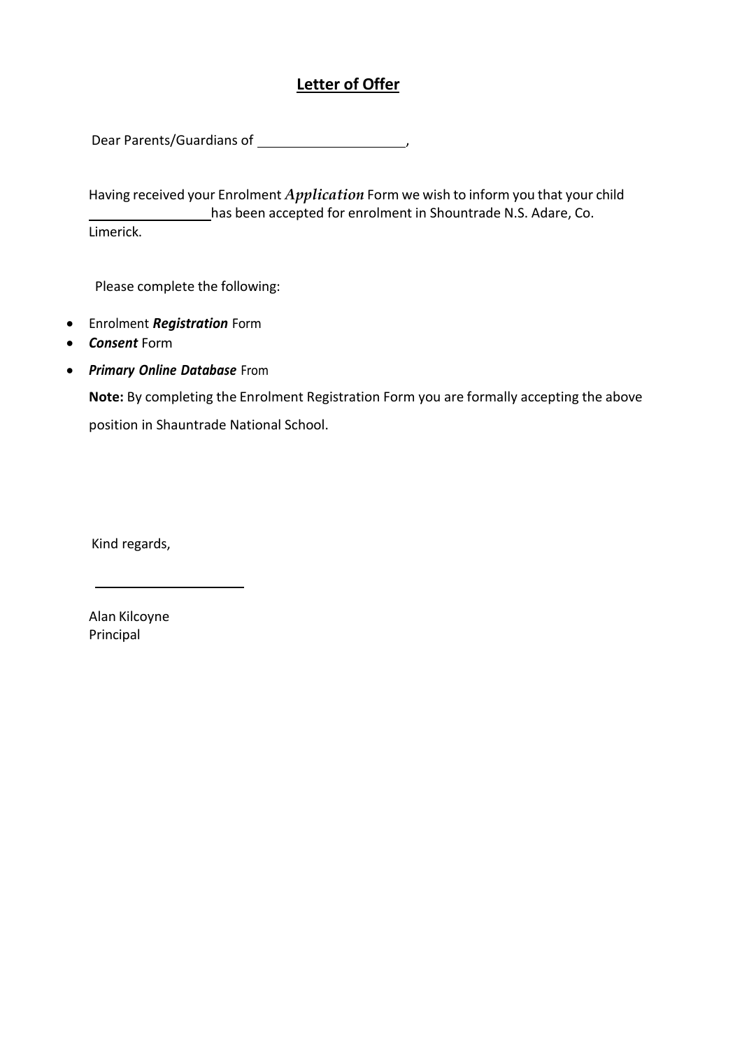# **Letter of Offer**

Dear Parents/Guardians of ____________________,

Having received your Enrolment *Application* Form we wish to inform you that your child ________________ has been accepted for enrolment in Shountrade N.S. Adare, Co. Limerick.

Please complete the following:

- Enrolment ***Registration*** Form
- ***Consent*** Form
- ***Primary Online Database*** From

**Note:** By completing the Enrolment Registration Form you are formally accepting the above position in Shauntrade National School.

Kind regards,

____________________

Alan Kilcoyne
Principal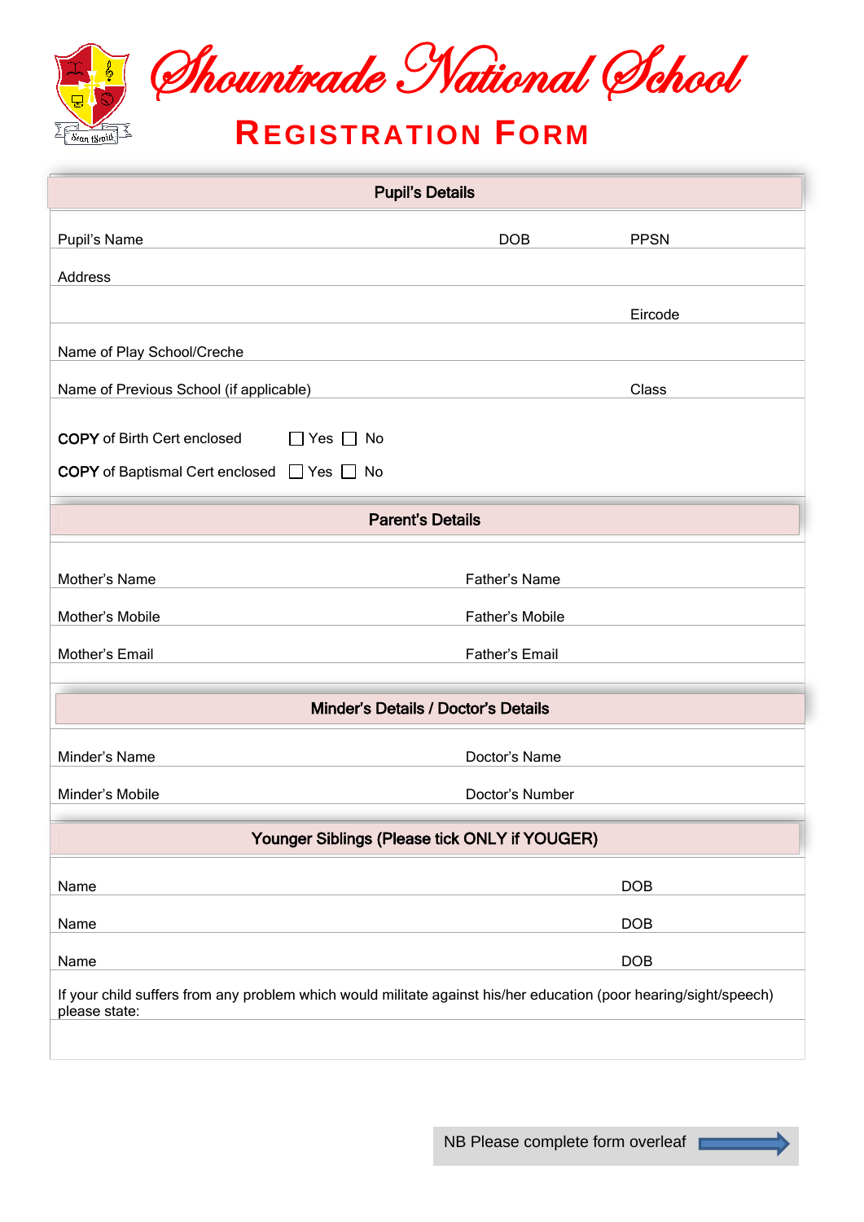# Shountrade National School

## Registration Form

### Pupil's Details

Pupil's Name　　　　　　　　　　　　　　　　　　DOB　　　　　　PPSN

Address

Eircode

Name of Play School/Creche

Name of Previous School (if applicable)　　　　　　　　　　　　Class

**COPY** of Birth Cert enclosed ☐ Yes ☐ No

**COPY** of Baptismal Cert enclosed ☐ Yes ☐ No

### Parent's Details

| | |
|---|---|
| Mother's Name | Father's Name |
| Mother's Mobile | Father's Mobile |
| Mother's Email | Father's Email |

### Minder's Details / Doctor's Details

| | |
|---|---|
| Minder's Name | Doctor's Name |
| Minder's Mobile | Doctor's Number |

### Younger Siblings (Please tick ONLY if YOUGER)

| | |
|---|---|
| Name | DOB |
| Name | DOB |
| Name | DOB |

If your child suffers from any problem which would militate against his/her education (poor hearing/sight/speech) please state:

NB Please complete form overleaf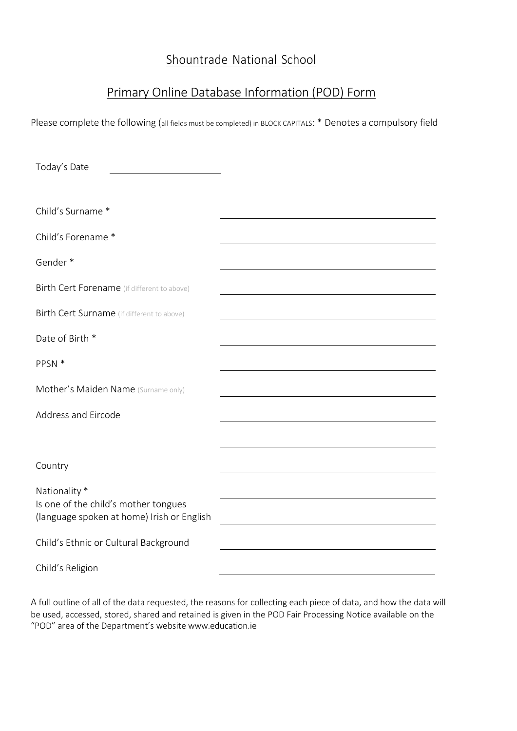# Shountrade National School

## Primary Online Database Information (POD) Form

Please complete the following (all fields must be completed) in BLOCK CAPITALS: * Denotes a compulsory field

Today's Date ____________________

| | |
|---|---|
| Child's Surname * | ____________________ |
| Child's Forename * | ____________________ |
| Gender * | ____________________ |
| Birth Cert Forename (if different to above) | ____________________ |
| Birth Cert Surname (if different to above) | ____________________ |
| Date of Birth * | ____________________ |
| PPSN * | ____________________ |
| Mother's Maiden Name (Surname only) | ____________________ |
| Address and Eircode | ____________________ |
| | ____________________ |
| Country | ____________________ |
| Nationality * | ____________________ |
| Is one of the child's mother tongues (language spoken at home) Irish or English | ____________________ |
| Child's Ethnic or Cultural Background | ____________________ |
| Child's Religion | ____________________ |

A full outline of all of the data requested, the reasons for collecting each piece of data, and how the data will be used, accessed, stored, shared and retained is given in the POD Fair Processing Notice available on the "POD" area of the Department's website www.education.ie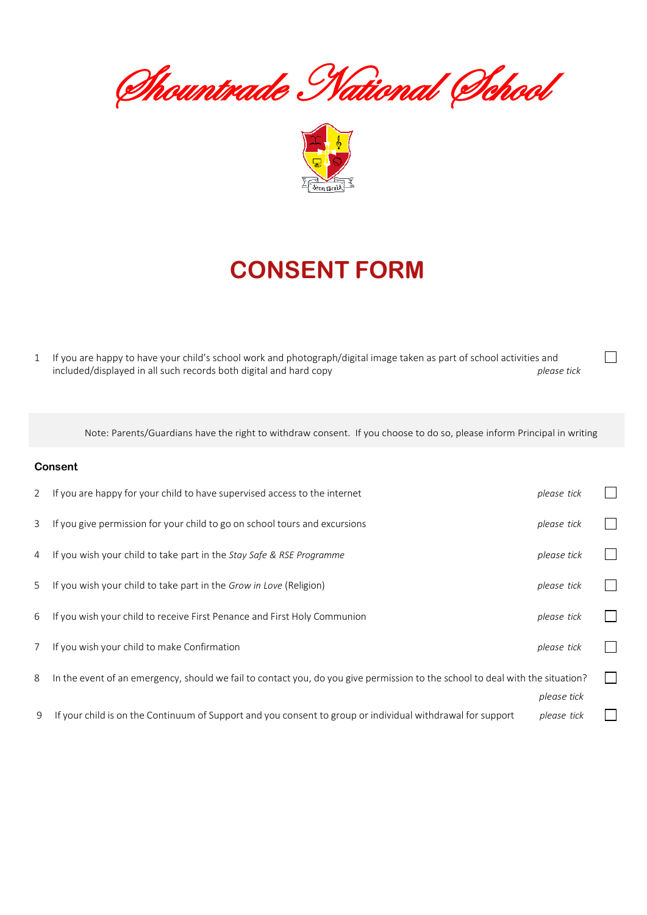# Shountrade National School

# CONSENT FORM

1 If you are happy to have your child's school work and photograph/digital image taken as part of school activities and included/displayed in all such records both digital and hard copy *please tick* ☐

Note: Parents/Guardians have the right to withdraw consent. If you choose to do so, please inform Principal in writing

**Consent**

2 If you are happy for your child to have supervised access to the internet *please tick* ☐

3 If you give permission for your child to go on school tours and excursions *please tick* ☐

4 If you wish your child to take part in the *Stay Safe & RSE Programme* *please tick* ☐

5 If you wish your child to take part in the *Grow in Love* (Religion) *please tick* ☐

6 If you wish your child to receive First Penance and First Holy Communion *please tick* ☐

7 If you wish your child to make Confirmation *please tick* ☐

8 In the event of an emergency, should we fail to contact you, do you give permission to the school to deal with the situation? *please tick* ☐

9 If your child is on the Continuum of Support and you consent to group or individual withdrawal for support *please tick* ☐